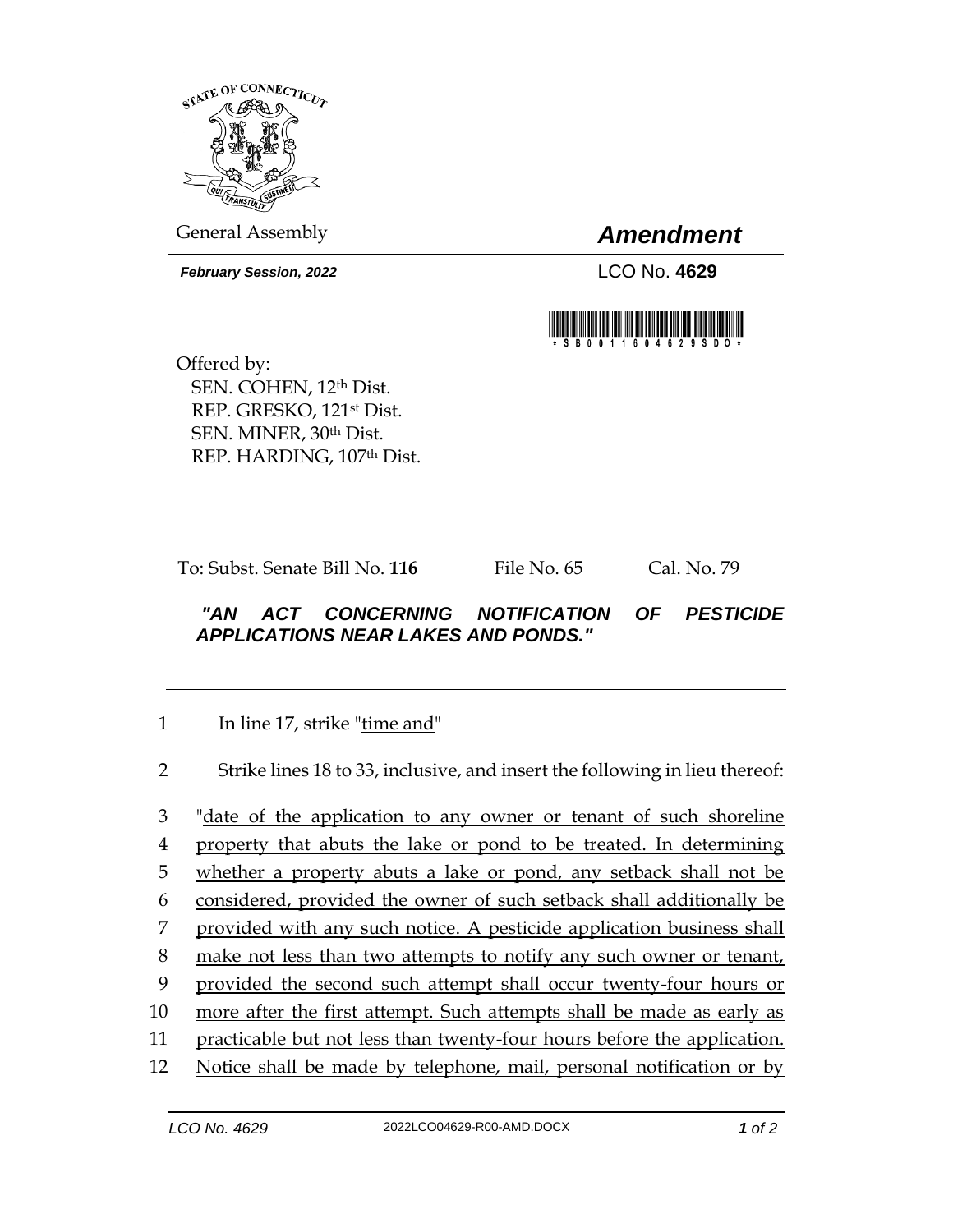General Assembly

# *Amendment*

***February Session, 2022***

LCO No. **4629**

\*SB00116O4629SDO\*

Offered by:
SEN. COHEN, 12th Dist.
REP. GRESKO, 121st Dist.
SEN. MINER, 30th Dist.
REP. HARDING, 107th Dist.

To: Subst. Senate Bill No. **116** File No. 65 Cal. No. 79

***"AN ACT CONCERNING NOTIFICATION OF PESTICIDE APPLICATIONS NEAR LAKES AND PONDS."***

---

1 In line 17, strike "<u>time and</u>"

2 Strike lines 18 to 33, inclusive, and insert the following in lieu thereof:

3 "<u>date of the application to any owner or tenant of such shoreline</u>
4 <u>property that abuts the lake or pond to be treated. In determining</u>
5 <u>whether a property abuts a lake or pond, any setback shall not be</u>
6 <u>considered, provided the owner of such setback shall additionally be</u>
7 <u>provided with any such notice. A pesticide application business shall</u>
8 <u>make not less than two attempts to notify any such owner or tenant,</u>
9 <u>provided the second such attempt shall occur twenty-four hours or</u>
10 <u>more after the first attempt. Such attempts shall be made as early as</u>
11 <u>practicable but not less than twenty-four hours before the application.</u>
12 <u>Notice shall be made by telephone, mail, personal notification or by</u>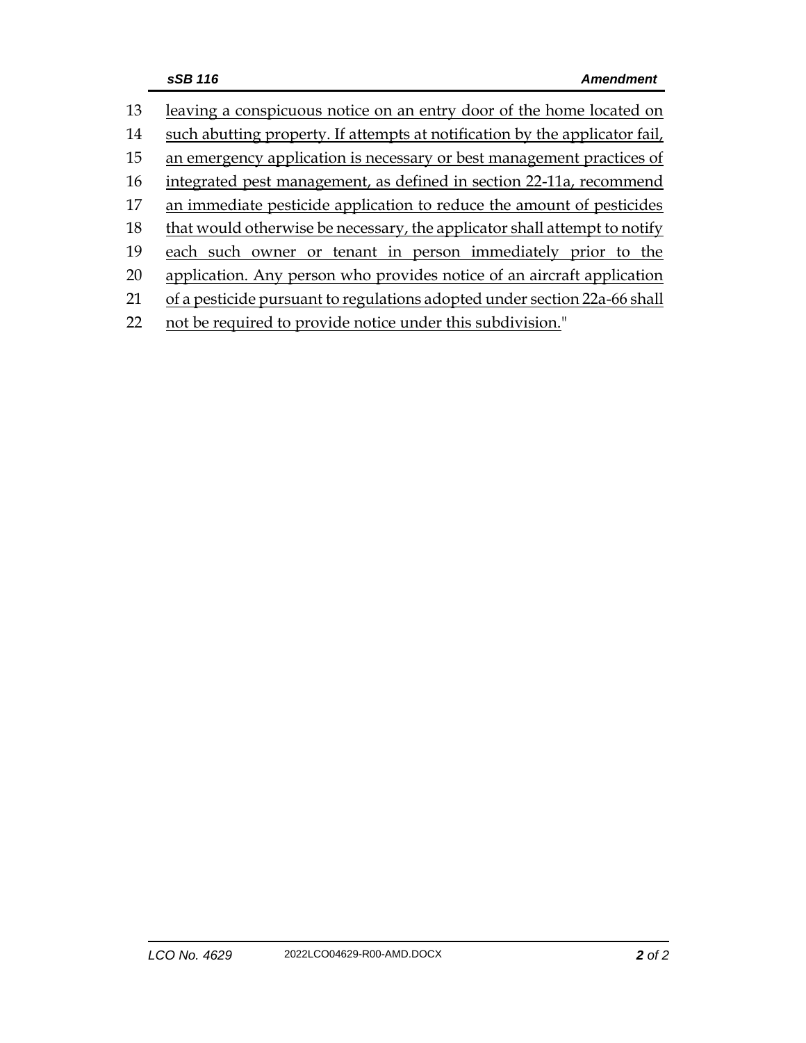13 leaving a conspicuous notice on an entry door of the home located on
14 such abutting property. If attempts at notification by the applicator fail,
15 an emergency application is necessary or best management practices of
16 integrated pest management, as defined in section 22-11a, recommend
17 an immediate pesticide application to reduce the amount of pesticides
18 that would otherwise be necessary, the applicator shall attempt to notify
19 each such owner or tenant in person immediately prior to the
20 application. Any person who provides notice of an aircraft application
21 of a pesticide pursuant to regulations adopted under section 22a-66 shall
22 not be required to provide notice under this subdivision."